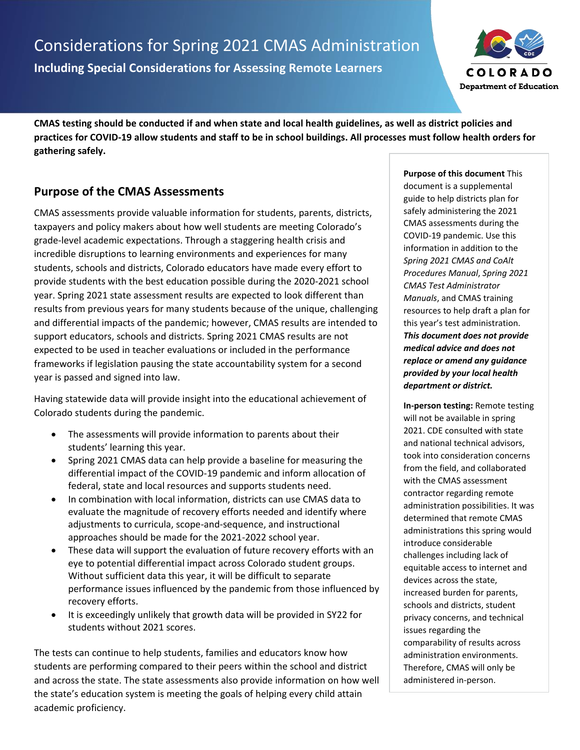# Considerations for Spring 2021 CMAS Administration

**Including Special Considerations for Assessing Remote Learners**

**CMAS testing should be conducted if and when state and local health guidelines, as well as district policies and practices for COVID-19 allow students and staff to be in school buildings. All processes must follow health orders for gathering safely.**

## Purpose of the CMAS Assessments

CMAS assessments provide valuable information for students, parents, districts, taxpayers and policy makers about how well students are meeting Colorado's grade-level academic expectations. Through a staggering health crisis and incredible disruptions to learning environments and experiences for many students, schools and districts, Colorado educators have made every effort to provide students with the best education possible during the 2020-2021 school year. Spring 2021 state assessment results are expected to look different than results from previous years for many students because of the unique, challenging and differential impacts of the pandemic; however, CMAS results are intended to support educators, schools and districts. Spring 2021 CMAS results are not expected to be used in teacher evaluations or included in the performance frameworks if legislation pausing the state accountability system for a second year is passed and signed into law.

Having statewide data will provide insight into the educational achievement of Colorado students during the pandemic.

- The assessments will provide information to parents about their students' learning this year.
- Spring 2021 CMAS data can help provide a baseline for measuring the differential impact of the COVID-19 pandemic and inform allocation of federal, state and local resources and supports students need.
- In combination with local information, districts can use CMAS data to evaluate the magnitude of recovery efforts needed and identify where adjustments to curricula, scope-and-sequence, and instructional approaches should be made for the 2021-2022 school year.
- These data will support the evaluation of future recovery efforts with an eye to potential differential impact across Colorado student groups. Without sufficient data this year, it will be difficult to separate performance issues influenced by the pandemic from those influenced by recovery efforts.
- It is exceedingly unlikely that growth data will be provided in SY22 for students without 2021 scores.

The tests can continue to help students, families and educators know how students are performing compared to their peers within the school and district and across the state. The state assessments also provide information on how well the state's education system is meeting the goals of helping every child attain academic proficiency.

**Purpose of this document** This document is a supplemental guide to help districts plan for safely administering the 2021 CMAS assessments during the COVID-19 pandemic. Use this information in addition to the *Spring 2021 CMAS and CoAlt Procedures Manual*, *Spring 2021 CMAS Test Administrator Manuals*, and CMAS training resources to help draft a plan for this year's test administration. ***This document does not provide medical advice and does not replace or amend any guidance provided by your local health department or district.***

**In-person testing:** Remote testing will not be available in spring 2021. CDE consulted with state and national technical advisors, took into consideration concerns from the field, and collaborated with the CMAS assessment contractor regarding remote administration possibilities. It was determined that remote CMAS administrations this spring would introduce considerable challenges including lack of equitable access to internet and devices across the state, increased burden for parents, schools and districts, student privacy concerns, and technical issues regarding the comparability of results across administration environments. Therefore, CMAS will only be administered in-person.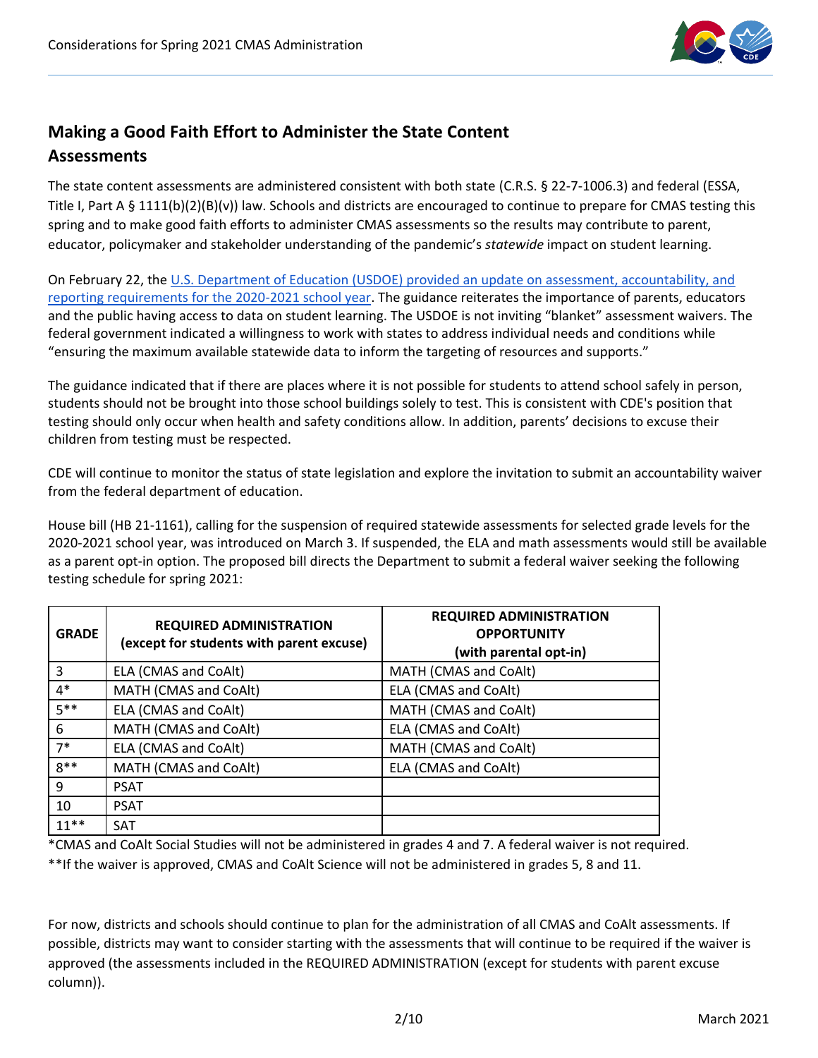## Making a Good Faith Effort to Administer the State Content Assessments

The state content assessments are administered consistent with both state (C.R.S. § 22-7-1006.3) and federal (ESSA, Title I, Part A § 1111(b)(2)(B)(v)) law. Schools and districts are encouraged to continue to prepare for CMAS testing this spring and to make good faith efforts to administer CMAS assessments so the results may contribute to parent, educator, policymaker and stakeholder understanding of the pandemic's *statewide* impact on student learning.

On February 22, the U.S. Department of Education (USDOE) provided an update on assessment, accountability, and reporting requirements for the 2020-2021 school year. The guidance reiterates the importance of parents, educators and the public having access to data on student learning. The USDOE is not inviting "blanket" assessment waivers. The federal government indicated a willingness to work with states to address individual needs and conditions while "ensuring the maximum available statewide data to inform the targeting of resources and supports."

The guidance indicated that if there are places where it is not possible for students to attend school safely in person, students should not be brought into those school buildings solely to test. This is consistent with CDE's position that testing should only occur when health and safety conditions allow. In addition, parents' decisions to excuse their children from testing must be respected.

CDE will continue to monitor the status of state legislation and explore the invitation to submit an accountability waiver from the federal department of education.

House bill (HB 21-1161), calling for the suspension of required statewide assessments for selected grade levels for the 2020-2021 school year, was introduced on March 3. If suspended, the ELA and math assessments would still be available as a parent opt-in option. The proposed bill directs the Department to submit a federal waiver seeking the following testing schedule for spring 2021:

| GRADE | REQUIRED ADMINISTRATION (except for students with parent excuse) | REQUIRED ADMINISTRATION OPPORTUNITY (with parental opt-in) |
|---|---|---|
| 3 | ELA (CMAS and CoAlt) | MATH (CMAS and CoAlt) |
| 4* | MATH (CMAS and CoAlt) | ELA (CMAS and CoAlt) |
| 5** | ELA (CMAS and CoAlt) | MATH (CMAS and CoAlt) |
| 6 | MATH (CMAS and CoAlt) | ELA (CMAS and CoAlt) |
| 7* | ELA (CMAS and CoAlt) | MATH (CMAS and CoAlt) |
| 8** | MATH (CMAS and CoAlt) | ELA (CMAS and CoAlt) |
| 9 | PSAT | |
| 10 | PSAT | |
| 11** | SAT | |

*CMAS and CoAlt Social Studies will not be administered in grades 4 and 7. A federal waiver is not required.

**If the waiver is approved, CMAS and CoAlt Science will not be administered in grades 5, 8 and 11.

For now, districts and schools should continue to plan for the administration of all CMAS and CoAlt assessments. If possible, districts may want to consider starting with the assessments that will continue to be required if the waiver is approved (the assessments included in the REQUIRED ADMINISTRATION (except for students with parent excuse column)).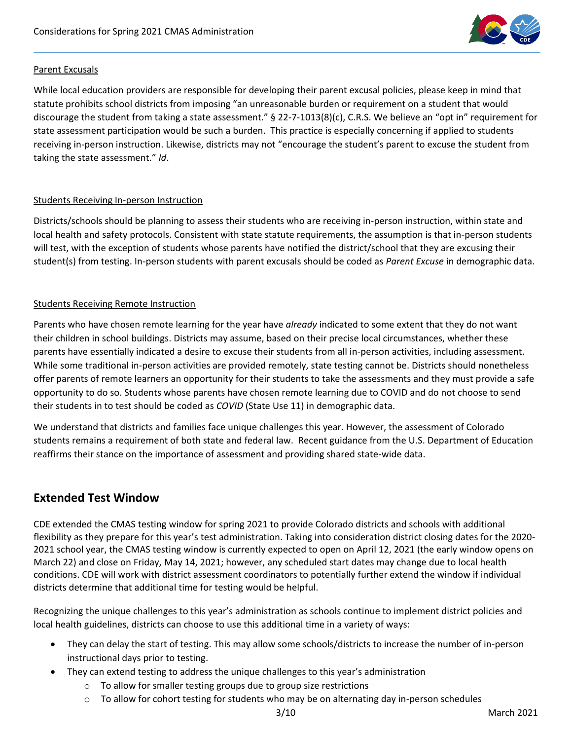Parent Excusals

While local education providers are responsible for developing their parent excusal policies, please keep in mind that statute prohibits school districts from imposing "an unreasonable burden or requirement on a student that would discourage the student from taking a state assessment." § 22-7-1013(8)(c), C.R.S. We believe an "opt in" requirement for state assessment participation would be such a burden. This practice is especially concerning if applied to students receiving in-person instruction. Likewise, districts may not "encourage the student's parent to excuse the student from taking the state assessment." *Id*.

Students Receiving In-person Instruction

Districts/schools should be planning to assess their students who are receiving in-person instruction, within state and local health and safety protocols. Consistent with state statute requirements, the assumption is that in-person students will test, with the exception of students whose parents have notified the district/school that they are excusing their student(s) from testing. In-person students with parent excusals should be coded as *Parent Excuse* in demographic data.

Students Receiving Remote Instruction

Parents who have chosen remote learning for the year have *already* indicated to some extent that they do not want their children in school buildings. Districts may assume, based on their precise local circumstances, whether these parents have essentially indicated a desire to excuse their students from all in-person activities, including assessment. While some traditional in-person activities are provided remotely, state testing cannot be. Districts should nonetheless offer parents of remote learners an opportunity for their students to take the assessments and they must provide a safe opportunity to do so. Students whose parents have chosen remote learning due to COVID and do not choose to send their students in to test should be coded as *COVID* (State Use 11) in demographic data.

We understand that districts and families face unique challenges this year. However, the assessment of Colorado students remains a requirement of both state and federal law. Recent guidance from the U.S. Department of Education reaffirms their stance on the importance of assessment and providing shared state-wide data.

## Extended Test Window

CDE extended the CMAS testing window for spring 2021 to provide Colorado districts and schools with additional flexibility as they prepare for this year's test administration. Taking into consideration district closing dates for the 2020-2021 school year, the CMAS testing window is currently expected to open on April 12, 2021 (the early window opens on March 22) and close on Friday, May 14, 2021; however, any scheduled start dates may change due to local health conditions. CDE will work with district assessment coordinators to potentially further extend the window if individual districts determine that additional time for testing would be helpful.

Recognizing the unique challenges to this year's administration as schools continue to implement district policies and local health guidelines, districts can choose to use this additional time in a variety of ways:

- They can delay the start of testing. This may allow some schools/districts to increase the number of in-person instructional days prior to testing.
- They can extend testing to address the unique challenges to this year's administration
  - To allow for smaller testing groups due to group size restrictions
  - To allow for cohort testing for students who may be on alternating day in-person schedules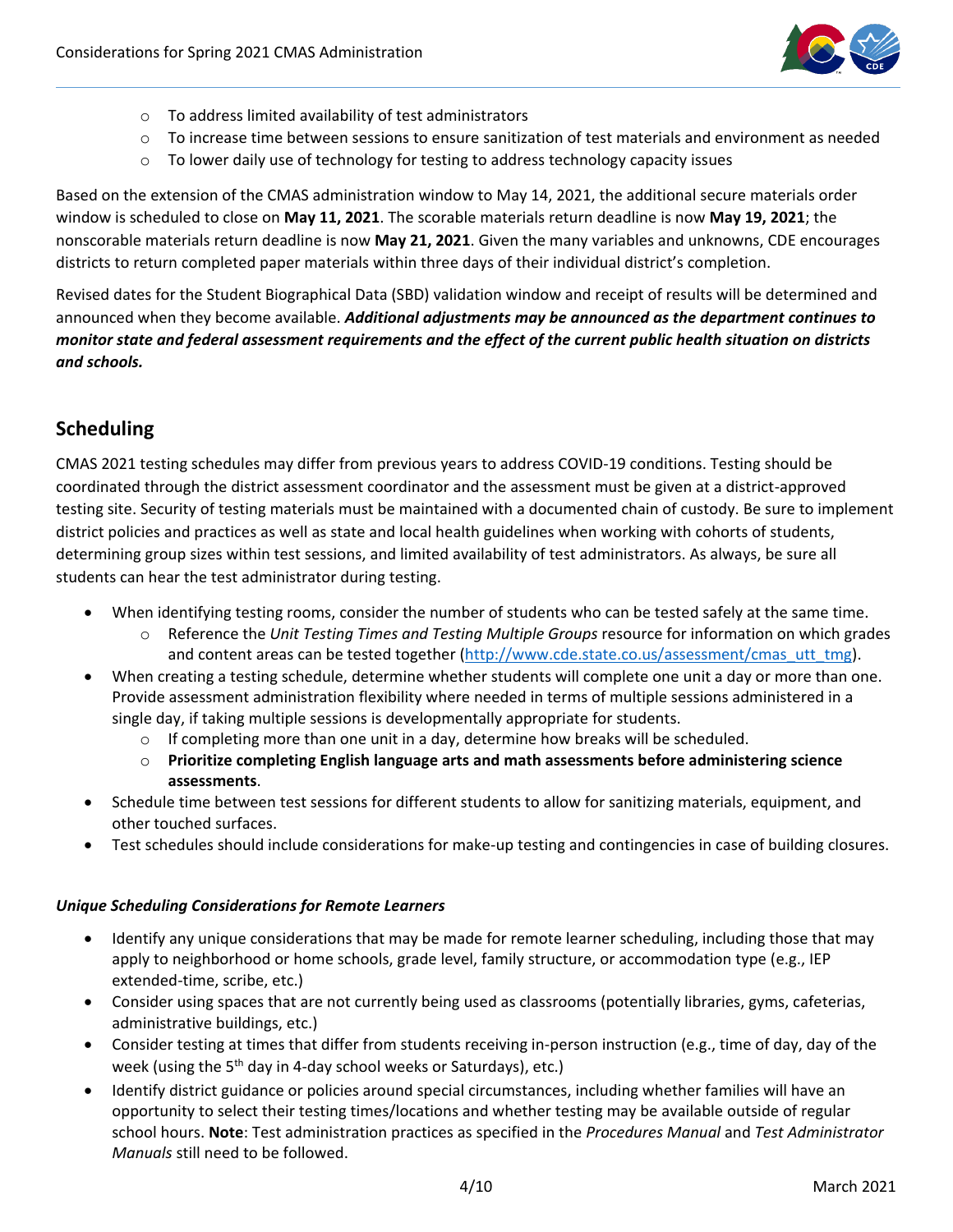- To address limited availability of test administrators
  - To increase time between sessions to ensure sanitization of test materials and environment as needed
  - To lower daily use of technology for testing to address technology capacity issues

Based on the extension of the CMAS administration window to May 14, 2021, the additional secure materials order window is scheduled to close on **May 11, 2021**. The scorable materials return deadline is now **May 19, 2021**; the nonscorable materials return deadline is now **May 21, 2021**. Given the many variables and unknowns, CDE encourages districts to return completed paper materials within three days of their individual district's completion.

Revised dates for the Student Biographical Data (SBD) validation window and receipt of results will be determined and announced when they become available. ***Additional adjustments may be announced as the department continues to monitor state and federal assessment requirements and the effect of the current public health situation on districts and schools.***

## Scheduling

CMAS 2021 testing schedules may differ from previous years to address COVID-19 conditions. Testing should be coordinated through the district assessment coordinator and the assessment must be given at a district-approved testing site. Security of testing materials must be maintained with a documented chain of custody. Be sure to implement district policies and practices as well as state and local health guidelines when working with cohorts of students, determining group sizes within test sessions, and limited availability of test administrators. As always, be sure all students can hear the test administrator during testing.

- When identifying testing rooms, consider the number of students who can be tested safely at the same time.
  - Reference the *Unit Testing Times and Testing Multiple Groups* resource for information on which grades and content areas can be tested together (http://www.cde.state.co.us/assessment/cmas_utt_tmg).
- When creating a testing schedule, determine whether students will complete one unit a day or more than one. Provide assessment administration flexibility where needed in terms of multiple sessions administered in a single day, if taking multiple sessions is developmentally appropriate for students.
  - If completing more than one unit in a day, determine how breaks will be scheduled.
  - **Prioritize completing English language arts and math assessments before administering science assessments**.
- Schedule time between test sessions for different students to allow for sanitizing materials, equipment, and other touched surfaces.
- Test schedules should include considerations for make-up testing and contingencies in case of building closures.

***Unique Scheduling Considerations for Remote Learners***

- Identify any unique considerations that may be made for remote learner scheduling, including those that may apply to neighborhood or home schools, grade level, family structure, or accommodation type (e.g., IEP extended-time, scribe, etc.)
- Consider using spaces that are not currently being used as classrooms (potentially libraries, gyms, cafeterias, administrative buildings, etc.)
- Consider testing at times that differ from students receiving in-person instruction (e.g., time of day, day of the week (using the 5th day in 4-day school weeks or Saturdays), etc.)
- Identify district guidance or policies around special circumstances, including whether families will have an opportunity to select their testing times/locations and whether testing may be available outside of regular school hours. **Note**: Test administration practices as specified in the *Procedures Manual* and *Test Administrator Manuals* still need to be followed.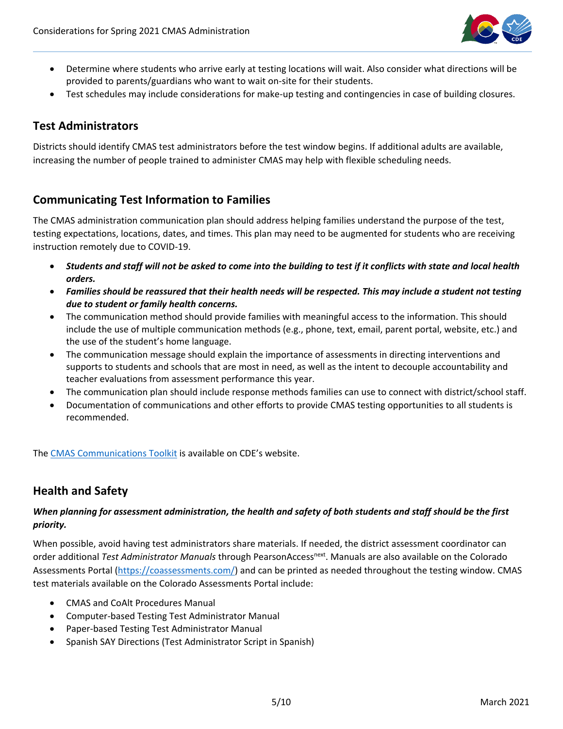- Determine where students who arrive early at testing locations will wait. Also consider what directions will be provided to parents/guardians who want to wait on-site for their students.
- Test schedules may include considerations for make-up testing and contingencies in case of building closures.

## Test Administrators

Districts should identify CMAS test administrators before the test window begins. If additional adults are available, increasing the number of people trained to administer CMAS may help with flexible scheduling needs.

## Communicating Test Information to Families

The CMAS administration communication plan should address helping families understand the purpose of the test, testing expectations, locations, dates, and times. This plan may need to be augmented for students who are receiving instruction remotely due to COVID-19.

- ***Students and staff will not be asked to come into the building to test if it conflicts with state and local health orders.***
- ***Families should be reassured that their health needs will be respected. This may include a student not testing due to student or family health concerns.***
- The communication method should provide families with meaningful access to the information. This should include the use of multiple communication methods (e.g., phone, text, email, parent portal, website, etc.) and the use of the student's home language.
- The communication message should explain the importance of assessments in directing interventions and supports to students and schools that are most in need, as well as the intent to decouple accountability and teacher evaluations from assessment performance this year.
- The communication plan should include response methods families can use to connect with district/school staff.
- Documentation of communications and other efforts to provide CMAS testing opportunities to all students is recommended.

The CMAS Communications Toolkit is available on CDE's website.

## Health and Safety

***When planning for assessment administration, the health and safety of both students and staff should be the first priority.***

When possible, avoid having test administrators share materials. If needed, the district assessment coordinator can order additional *Test Administrator Manuals* through PearsonAccess[next]. Manuals are also available on the Colorado Assessments Portal (https://coassessments.com/) and can be printed as needed throughout the testing window. CMAS test materials available on the Colorado Assessments Portal include:

- CMAS and CoAlt Procedures Manual
- Computer-based Testing Test Administrator Manual
- Paper-based Testing Test Administrator Manual
- Spanish SAY Directions (Test Administrator Script in Spanish)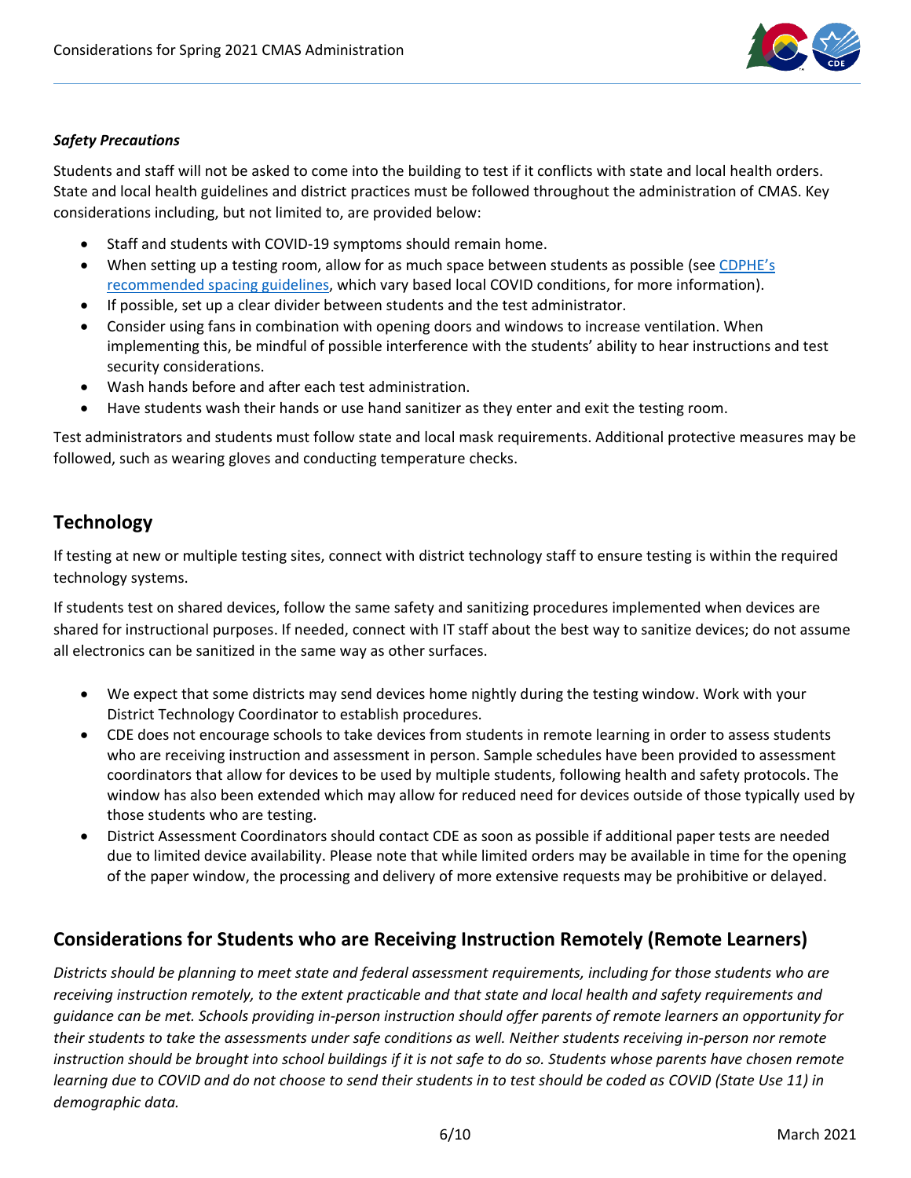***Safety Precautions***

Students and staff will not be asked to come into the building to test if it conflicts with state and local health orders. State and local health guidelines and district practices must be followed throughout the administration of CMAS. Key considerations including, but not limited to, are provided below:

- Staff and students with COVID-19 symptoms should remain home.
- When setting up a testing room, allow for as much space between students as possible (see CDPHE's recommended spacing guidelines, which vary based local COVID conditions, for more information).
- If possible, set up a clear divider between students and the test administrator.
- Consider using fans in combination with opening doors and windows to increase ventilation. When implementing this, be mindful of possible interference with the students' ability to hear instructions and test security considerations.
- Wash hands before and after each test administration.
- Have students wash their hands or use hand sanitizer as they enter and exit the testing room.

Test administrators and students must follow state and local mask requirements. Additional protective measures may be followed, such as wearing gloves and conducting temperature checks.

## Technology

If testing at new or multiple testing sites, connect with district technology staff to ensure testing is within the required technology systems.

If students test on shared devices, follow the same safety and sanitizing procedures implemented when devices are shared for instructional purposes. If needed, connect with IT staff about the best way to sanitize devices; do not assume all electronics can be sanitized in the same way as other surfaces.

- We expect that some districts may send devices home nightly during the testing window. Work with your District Technology Coordinator to establish procedures.
- CDE does not encourage schools to take devices from students in remote learning in order to assess students who are receiving instruction and assessment in person. Sample schedules have been provided to assessment coordinators that allow for devices to be used by multiple students, following health and safety protocols. The window has also been extended which may allow for reduced need for devices outside of those typically used by those students who are testing.
- District Assessment Coordinators should contact CDE as soon as possible if additional paper tests are needed due to limited device availability. Please note that while limited orders may be available in time for the opening of the paper window, the processing and delivery of more extensive requests may be prohibitive or delayed.

## Considerations for Students who are Receiving Instruction Remotely (Remote Learners)

*Districts should be planning to meet state and federal assessment requirements, including for those students who are receiving instruction remotely, to the extent practicable and that state and local health and safety requirements and guidance can be met. Schools providing in-person instruction should offer parents of remote learners an opportunity for their students to take the assessments under safe conditions as well. Neither students receiving in-person nor remote instruction should be brought into school buildings if it is not safe to do so. Students whose parents have chosen remote learning due to COVID and do not choose to send their students in to test should be coded as COVID (State Use 11) in demographic data.*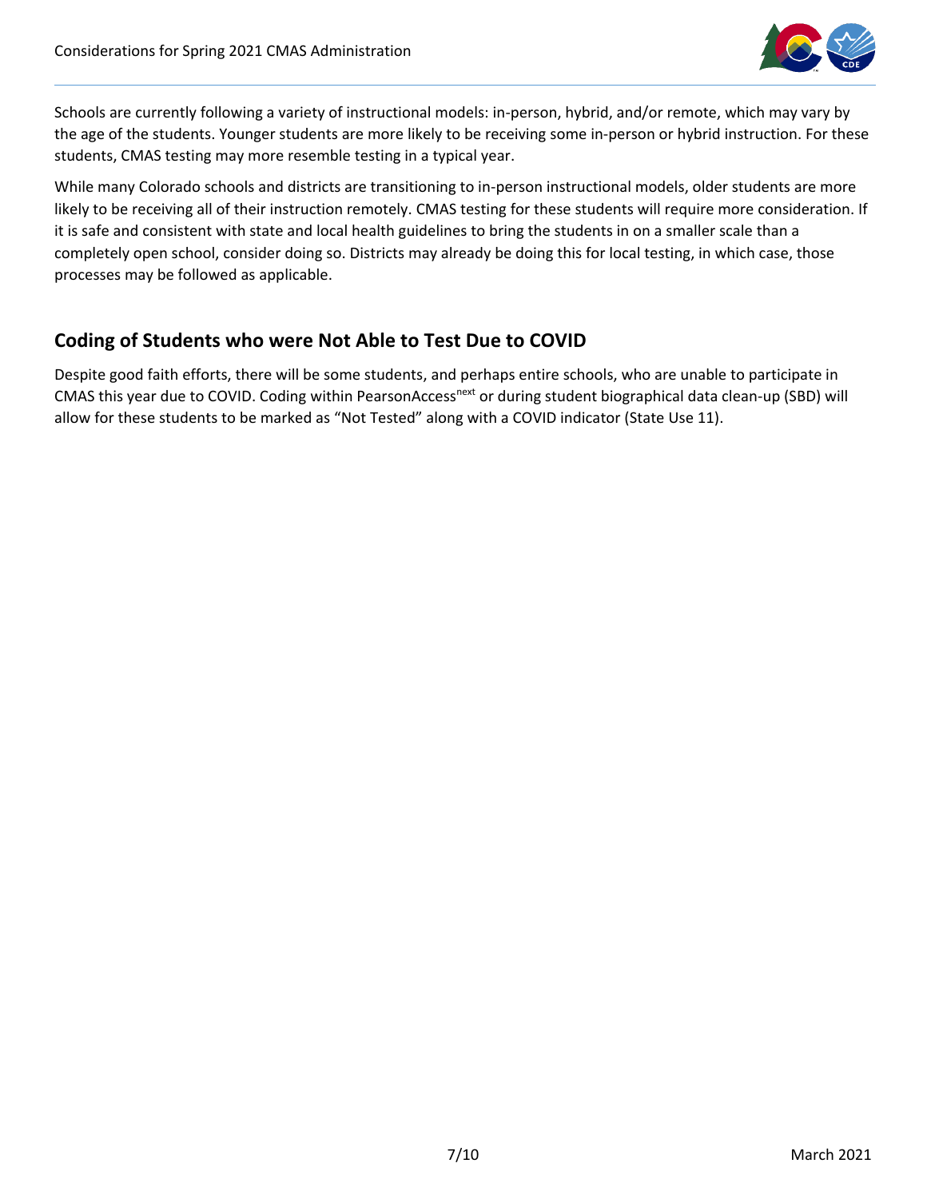Schools are currently following a variety of instructional models: in-person, hybrid, and/or remote, which may vary by the age of the students. Younger students are more likely to be receiving some in-person or hybrid instruction. For these students, CMAS testing may more resemble testing in a typical year.

While many Colorado schools and districts are transitioning to in-person instructional models, older students are more likely to be receiving all of their instruction remotely. CMAS testing for these students will require more consideration. If it is safe and consistent with state and local health guidelines to bring the students in on a smaller scale than a completely open school, consider doing so. Districts may already be doing this for local testing, in which case, those processes may be followed as applicable.

## Coding of Students who were Not Able to Test Due to COVID

Despite good faith efforts, there will be some students, and perhaps entire schools, who are unable to participate in CMAS this year due to COVID. Coding within PearsonAccess[next] or during student biographical data clean-up (SBD) will allow for these students to be marked as "Not Tested" along with a COVID indicator (State Use 11).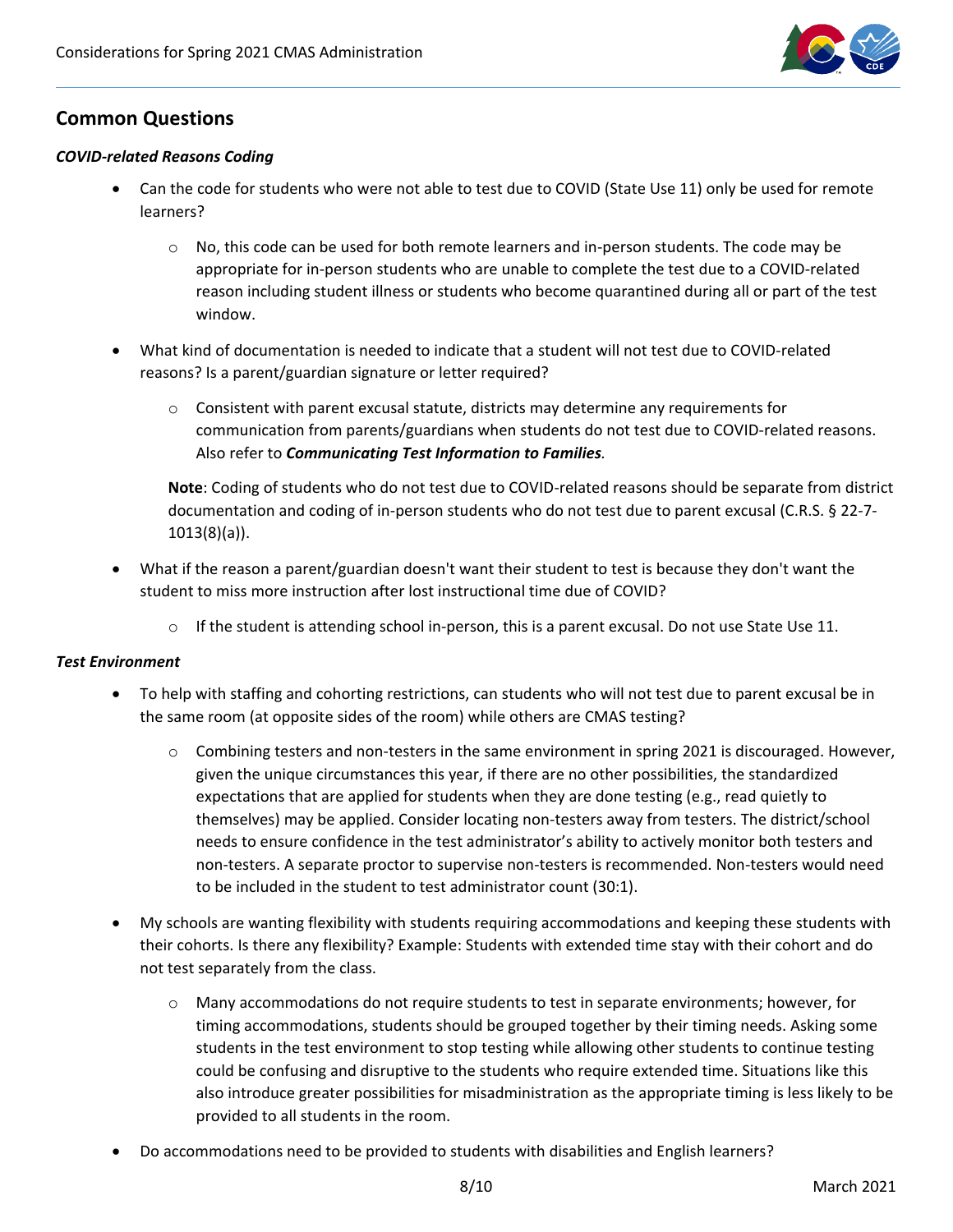## Common Questions

### *COVID-related Reasons Coding*

- Can the code for students who were not able to test due to COVID (State Use 11) only be used for remote learners?
  - No, this code can be used for both remote learners and in-person students. The code may be appropriate for in-person students who are unable to complete the test due to a COVID-related reason including student illness or students who become quarantined during all or part of the test window.
- What kind of documentation is needed to indicate that a student will not test due to COVID-related reasons? Is a parent/guardian signature or letter required?
  - Consistent with parent excusal statute, districts may determine any requirements for communication from parents/guardians when students do not test due to COVID-related reasons. Also refer to ***Communicating Test Information to Families***.

  **Note**: Coding of students who do not test due to COVID-related reasons should be separate from district documentation and coding of in-person students who do not test due to parent excusal (C.R.S. § 22-7-1013(8)(a)).
- What if the reason a parent/guardian doesn't want their student to test is because they don't want the student to miss more instruction after lost instructional time due of COVID?
  - If the student is attending school in-person, this is a parent excusal. Do not use State Use 11.

### *Test Environment*

- To help with staffing and cohorting restrictions, can students who will not test due to parent excusal be in the same room (at opposite sides of the room) while others are CMAS testing?
  - Combining testers and non-testers in the same environment in spring 2021 is discouraged. However, given the unique circumstances this year, if there are no other possibilities, the standardized expectations that are applied for students when they are done testing (e.g., read quietly to themselves) may be applied. Consider locating non-testers away from testers. The district/school needs to ensure confidence in the test administrator's ability to actively monitor both testers and non-testers. A separate proctor to supervise non-testers is recommended. Non-testers would need to be included in the student to test administrator count (30:1).
- My schools are wanting flexibility with students requiring accommodations and keeping these students with their cohorts. Is there any flexibility? Example: Students with extended time stay with their cohort and do not test separately from the class.
  - Many accommodations do not require students to test in separate environments; however, for timing accommodations, students should be grouped together by their timing needs. Asking some students in the test environment to stop testing while allowing other students to continue testing could be confusing and disruptive to the students who require extended time. Situations like this also introduce greater possibilities for misadministration as the appropriate timing is less likely to be provided to all students in the room.
- Do accommodations need to be provided to students with disabilities and English learners?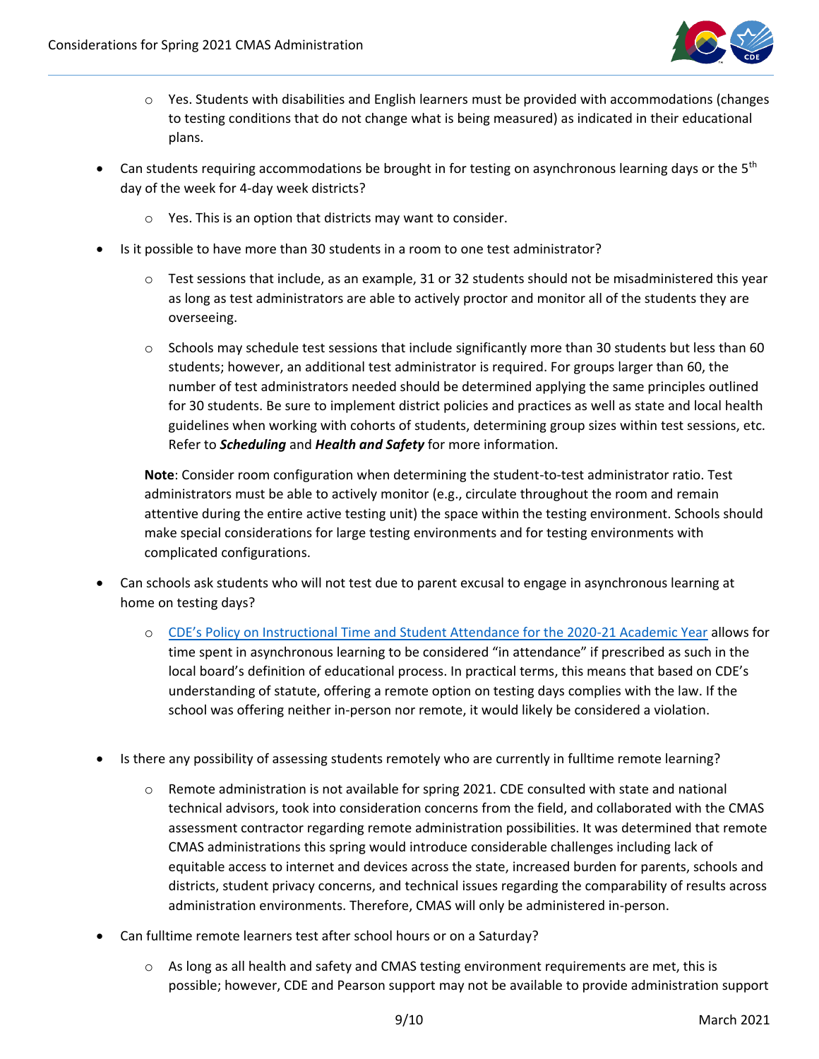- Yes. Students with disabilities and English learners must be provided with accommodations (changes to testing conditions that do not change what is being measured) as indicated in their educational plans.

- Can students requiring accommodations be brought in for testing on asynchronous learning days or the 5th day of the week for 4-day week districts?
    - Yes. This is an option that districts may want to consider.

- Is it possible to have more than 30 students in a room to one test administrator?
    - Test sessions that include, as an example, 31 or 32 students should not be misadministered this year as long as test administrators are able to actively proctor and monitor all of the students they are overseeing.
    - Schools may schedule test sessions that include significantly more than 30 students but less than 60 students; however, an additional test administrator is required. For groups larger than 60, the number of test administrators needed should be determined applying the same principles outlined for 30 students. Be sure to implement district policies and practices as well as state and local health guidelines when working with cohorts of students, determining group sizes within test sessions, etc. Refer to ***Scheduling*** and ***Health and Safety*** for more information.

    **Note**: Consider room configuration when determining the student-to-test administrator ratio. Test administrators must be able to actively monitor (e.g., circulate throughout the room and remain attentive during the entire active testing unit) the space within the testing environment. Schools should make special considerations for large testing environments and for testing environments with complicated configurations.

- Can schools ask students who will not test due to parent excusal to engage in asynchronous learning at home on testing days?
    - CDE's Policy on Instructional Time and Student Attendance for the 2020-21 Academic Year allows for time spent in asynchronous learning to be considered "in attendance" if prescribed as such in the local board's definition of educational process. In practical terms, this means that based on CDE's understanding of statute, offering a remote option on testing days complies with the law. If the school was offering neither in-person nor remote, it would likely be considered a violation.

- Is there any possibility of assessing students remotely who are currently in fulltime remote learning?
    - Remote administration is not available for spring 2021. CDE consulted with state and national technical advisors, took into consideration concerns from the field, and collaborated with the CMAS assessment contractor regarding remote administration possibilities. It was determined that remote CMAS administrations this spring would introduce considerable challenges including lack of equitable access to internet and devices across the state, increased burden for parents, schools and districts, student privacy concerns, and technical issues regarding the comparability of results across administration environments. Therefore, CMAS will only be administered in-person.

- Can fulltime remote learners test after school hours or on a Saturday?
    - As long as all health and safety and CMAS testing environment requirements are met, this is possible; however, CDE and Pearson support may not be available to provide administration support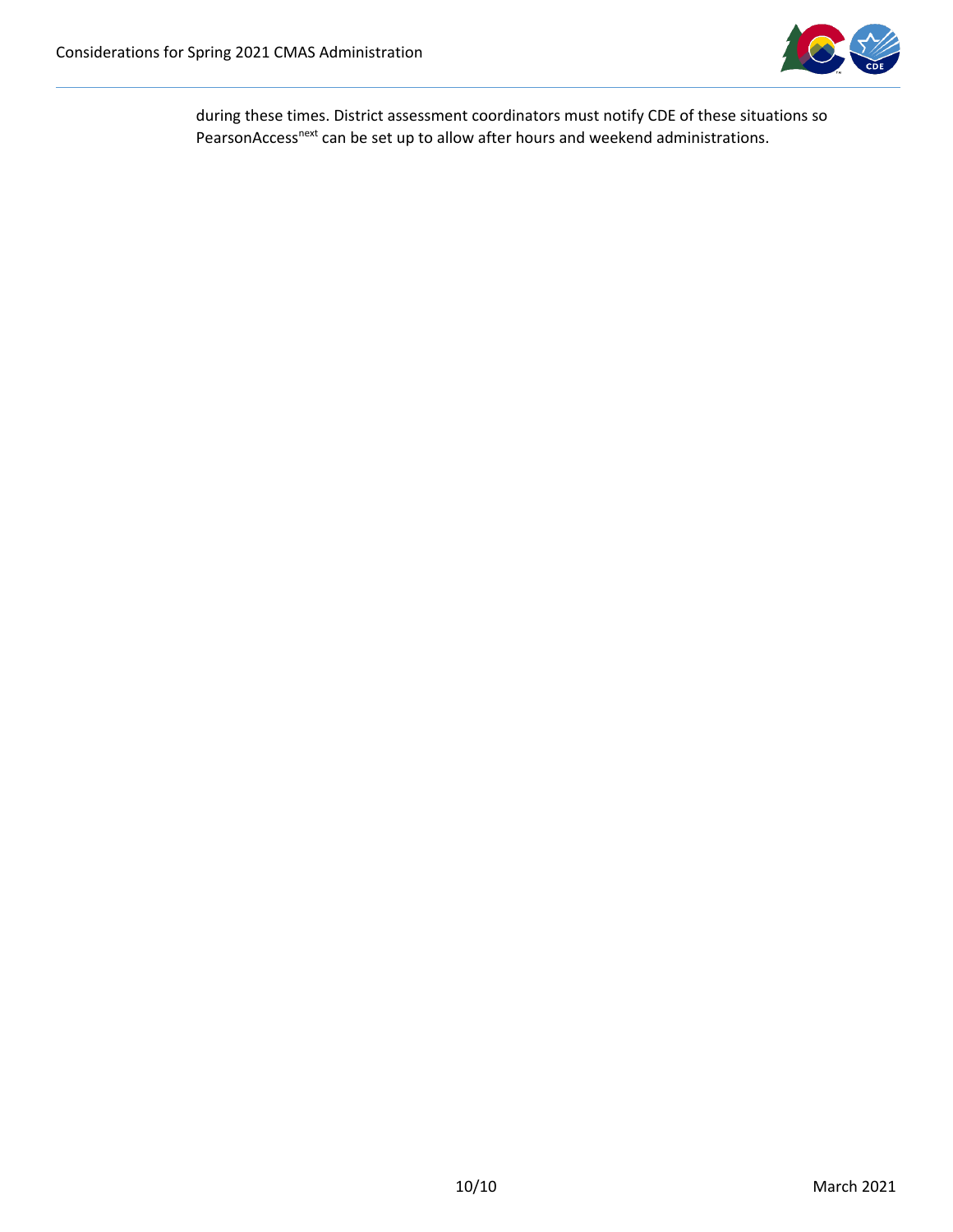during these times. District assessment coordinators must notify CDE of these situations so PearsonAccess[next] can be set up to allow after hours and weekend administrations.